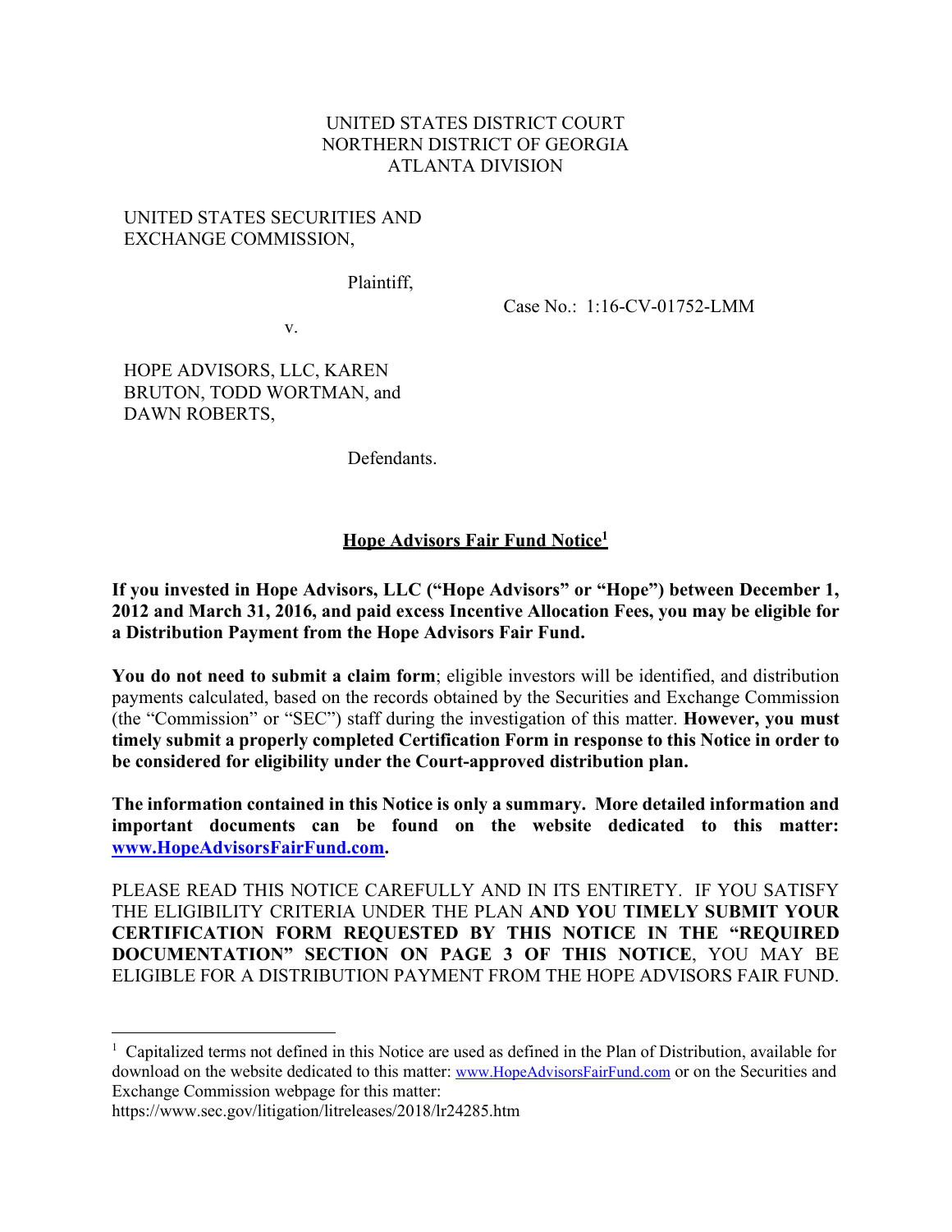UNITED STATES DISTRICT COURT
NORTHERN DISTRICT OF GEORGIA
ATLANTA DIVISION

UNITED STATES SECURITIES AND EXCHANGE COMMISSION,

Plaintiff,

Case No.: 1:16-CV-01752-LMM

v.

HOPE ADVISORS, LLC, KAREN BRUTON, TODD WORTMAN, and DAWN ROBERTS,

Defendants.

# Hope Advisors Fair Fund Notice[1]

**If you invested in Hope Advisors, LLC ("Hope Advisors" or "Hope") between December 1, 2012 and March 31, 2016, and paid excess Incentive Allocation Fees, you may be eligible for a Distribution Payment from the Hope Advisors Fair Fund.**

**You do not need to submit a claim form**; eligible investors will be identified, and distribution payments calculated, based on the records obtained by the Securities and Exchange Commission (the "Commission" or "SEC") staff during the investigation of this matter. **However, you must timely submit a properly completed Certification Form in response to this Notice in order to be considered for eligibility under the Court-approved distribution plan.**

**The information contained in this Notice is only a summary. More detailed information and important documents can be found on the website dedicated to this matter: [www.HopeAdvisorsFairFund.com](www.HopeAdvisorsFairFund.com).**

PLEASE READ THIS NOTICE CAREFULLY AND IN ITS ENTIRETY. IF YOU SATISFY THE ELIGIBILITY CRITERIA UNDER THE PLAN **AND YOU TIMELY SUBMIT YOUR CERTIFICATION FORM REQUESTED BY THIS NOTICE IN THE "REQUIRED DOCUMENTATION" SECTION ON PAGE 3 OF THIS NOTICE**, YOU MAY BE ELIGIBLE FOR A DISTRIBUTION PAYMENT FROM THE HOPE ADVISORS FAIR FUND.

---

[1] Capitalized terms not defined in this Notice are used as defined in the Plan of Distribution, available for download on the website dedicated to this matter: www.HopeAdvisorsFairFund.com or on the Securities and Exchange Commission webpage for this matter: https://www.sec.gov/litigation/litreleases/2018/lr24285.htm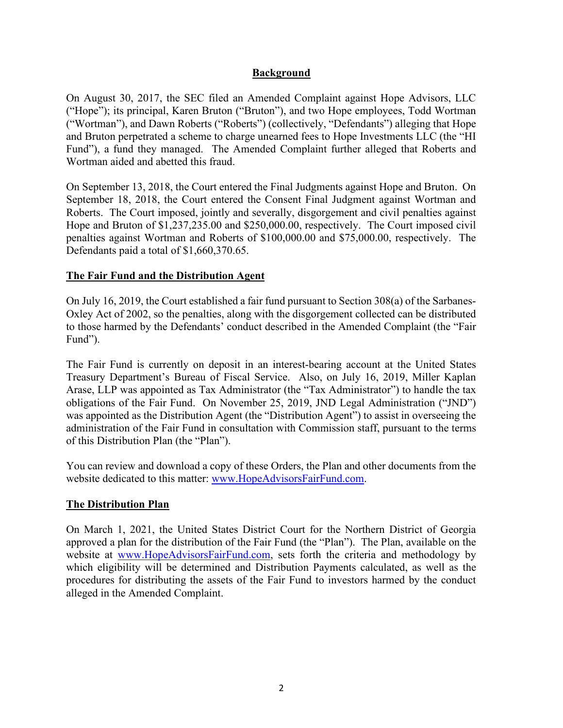## **Background**

On August 30, 2017, the SEC filed an Amended Complaint against Hope Advisors, LLC ("Hope"); its principal, Karen Bruton ("Bruton"), and two Hope employees, Todd Wortman ("Wortman"), and Dawn Roberts ("Roberts") (collectively, "Defendants") alleging that Hope and Bruton perpetrated a scheme to charge unearned fees to Hope Investments LLC (the "HI Fund"), a fund they managed. The Amended Complaint further alleged that Roberts and Wortman aided and abetted this fraud.

On September 13, 2018, the Court entered the Final Judgments against Hope and Bruton. On September 18, 2018, the Court entered the Consent Final Judgment against Wortman and Roberts. The Court imposed, jointly and severally, disgorgement and civil penalties against Hope and Bruton of $1,237,235.00 and $250,000.00, respectively. The Court imposed civil penalties against Wortman and Roberts of $100,000.00 and $75,000.00, respectively. The Defendants paid a total of $1,660,370.65.

## **The Fair Fund and the Distribution Agent**

On July 16, 2019, the Court established a fair fund pursuant to Section 308(a) of the Sarbanes-Oxley Act of 2002, so the penalties, along with the disgorgement collected can be distributed to those harmed by the Defendants' conduct described in the Amended Complaint (the "Fair Fund").

The Fair Fund is currently on deposit in an interest-bearing account at the United States Treasury Department's Bureau of Fiscal Service. Also, on July 16, 2019, Miller Kaplan Arase, LLP was appointed as Tax Administrator (the "Tax Administrator") to handle the tax obligations of the Fair Fund. On November 25, 2019, JND Legal Administration ("JND") was appointed as the Distribution Agent (the "Distribution Agent") to assist in overseeing the administration of the Fair Fund in consultation with Commission staff, pursuant to the terms of this Distribution Plan (the "Plan").

You can review and download a copy of these Orders, the Plan and other documents from the website dedicated to this matter: www.HopeAdvisorsFairFund.com.

## **The Distribution Plan**

On March 1, 2021, the United States District Court for the Northern District of Georgia approved a plan for the distribution of the Fair Fund (the "Plan"). The Plan, available on the website at www.HopeAdvisorsFairFund.com, sets forth the criteria and methodology by which eligibility will be determined and Distribution Payments calculated, as well as the procedures for distributing the assets of the Fair Fund to investors harmed by the conduct alleged in the Amended Complaint.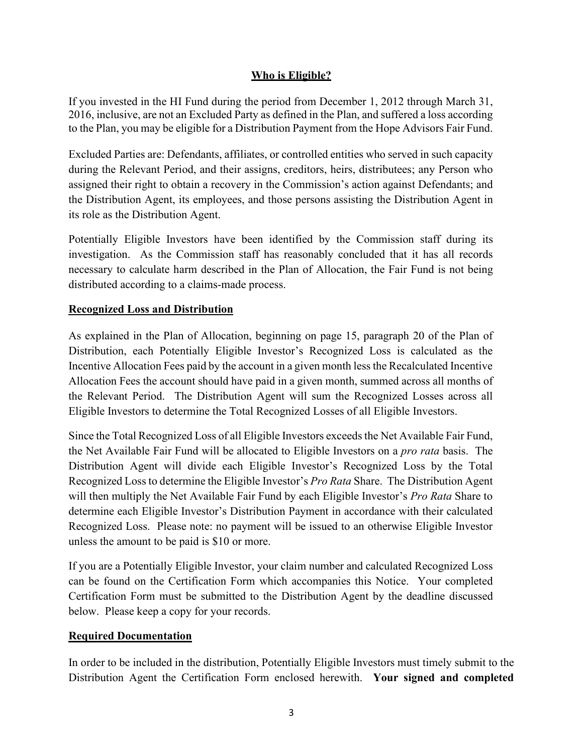## **Who is Eligible?**

If you invested in the HI Fund during the period from December 1, 2012 through March 31, 2016, inclusive, are not an Excluded Party as defined in the Plan, and suffered a loss according to the Plan, you may be eligible for a Distribution Payment from the Hope Advisors Fair Fund.

Excluded Parties are: Defendants, affiliates, or controlled entities who served in such capacity during the Relevant Period, and their assigns, creditors, heirs, distributees; any Person who assigned their right to obtain a recovery in the Commission's action against Defendants; and the Distribution Agent, its employees, and those persons assisting the Distribution Agent in its role as the Distribution Agent.

Potentially Eligible Investors have been identified by the Commission staff during its investigation. As the Commission staff has reasonably concluded that it has all records necessary to calculate harm described in the Plan of Allocation, the Fair Fund is not being distributed according to a claims-made process.

## **Recognized Loss and Distribution**

As explained in the Plan of Allocation, beginning on page 15, paragraph 20 of the Plan of Distribution, each Potentially Eligible Investor's Recognized Loss is calculated as the Incentive Allocation Fees paid by the account in a given month less the Recalculated Incentive Allocation Fees the account should have paid in a given month, summed across all months of the Relevant Period. The Distribution Agent will sum the Recognized Losses across all Eligible Investors to determine the Total Recognized Losses of all Eligible Investors.

Since the Total Recognized Loss of all Eligible Investors exceeds the Net Available Fair Fund, the Net Available Fair Fund will be allocated to Eligible Investors on a *pro rata* basis. The Distribution Agent will divide each Eligible Investor's Recognized Loss by the Total Recognized Loss to determine the Eligible Investor's *Pro Rata* Share. The Distribution Agent will then multiply the Net Available Fair Fund by each Eligible Investor's *Pro Rata* Share to determine each Eligible Investor's Distribution Payment in accordance with their calculated Recognized Loss. Please note: no payment will be issued to an otherwise Eligible Investor unless the amount to be paid is $10 or more.

If you are a Potentially Eligible Investor, your claim number and calculated Recognized Loss can be found on the Certification Form which accompanies this Notice. Your completed Certification Form must be submitted to the Distribution Agent by the deadline discussed below. Please keep a copy for your records.

## **Required Documentation**

In order to be included in the distribution, Potentially Eligible Investors must timely submit to the Distribution Agent the Certification Form enclosed herewith. **Your signed and completed**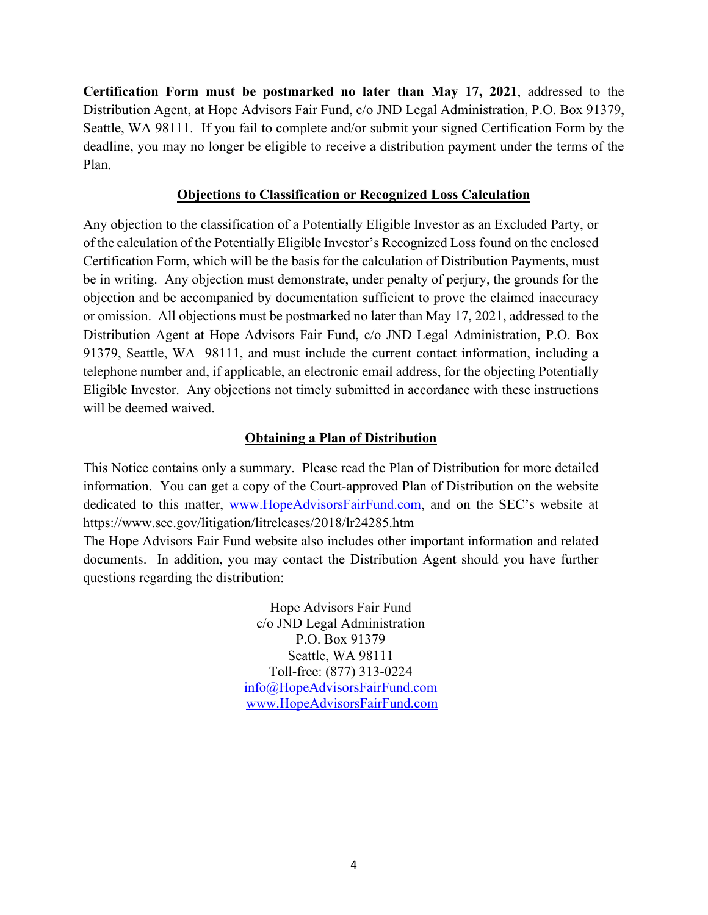**Certification Form must be postmarked no later than May 17, 2021**, addressed to the Distribution Agent, at Hope Advisors Fair Fund, c/o JND Legal Administration, P.O. Box 91379, Seattle, WA 98111. If you fail to complete and/or submit your signed Certification Form by the deadline, you may no longer be eligible to receive a distribution payment under the terms of the Plan.

## Objections to Classification or Recognized Loss Calculation

Any objection to the classification of a Potentially Eligible Investor as an Excluded Party, or of the calculation of the Potentially Eligible Investor's Recognized Loss found on the enclosed Certification Form, which will be the basis for the calculation of Distribution Payments, must be in writing. Any objection must demonstrate, under penalty of perjury, the grounds for the objection and be accompanied by documentation sufficient to prove the claimed inaccuracy or omission. All objections must be postmarked no later than May 17, 2021, addressed to the Distribution Agent at Hope Advisors Fair Fund, c/o JND Legal Administration, P.O. Box 91379, Seattle, WA 98111, and must include the current contact information, including a telephone number and, if applicable, an electronic email address, for the objecting Potentially Eligible Investor. Any objections not timely submitted in accordance with these instructions will be deemed waived.

## Obtaining a Plan of Distribution

This Notice contains only a summary. Please read the Plan of Distribution for more detailed information. You can get a copy of the Court-approved Plan of Distribution on the website dedicated to this matter, www.HopeAdvisorsFairFund.com, and on the SEC's website at https://www.sec.gov/litigation/litreleases/2018/lr24285.htm

The Hope Advisors Fair Fund website also includes other important information and related documents. In addition, you may contact the Distribution Agent should you have further questions regarding the distribution:

Hope Advisors Fair Fund
c/o JND Legal Administration
P.O. Box 91379
Seattle, WA 98111
Toll-free: (877) 313-0224
info@HopeAdvisorsFairFund.com
www.HopeAdvisorsFairFund.com